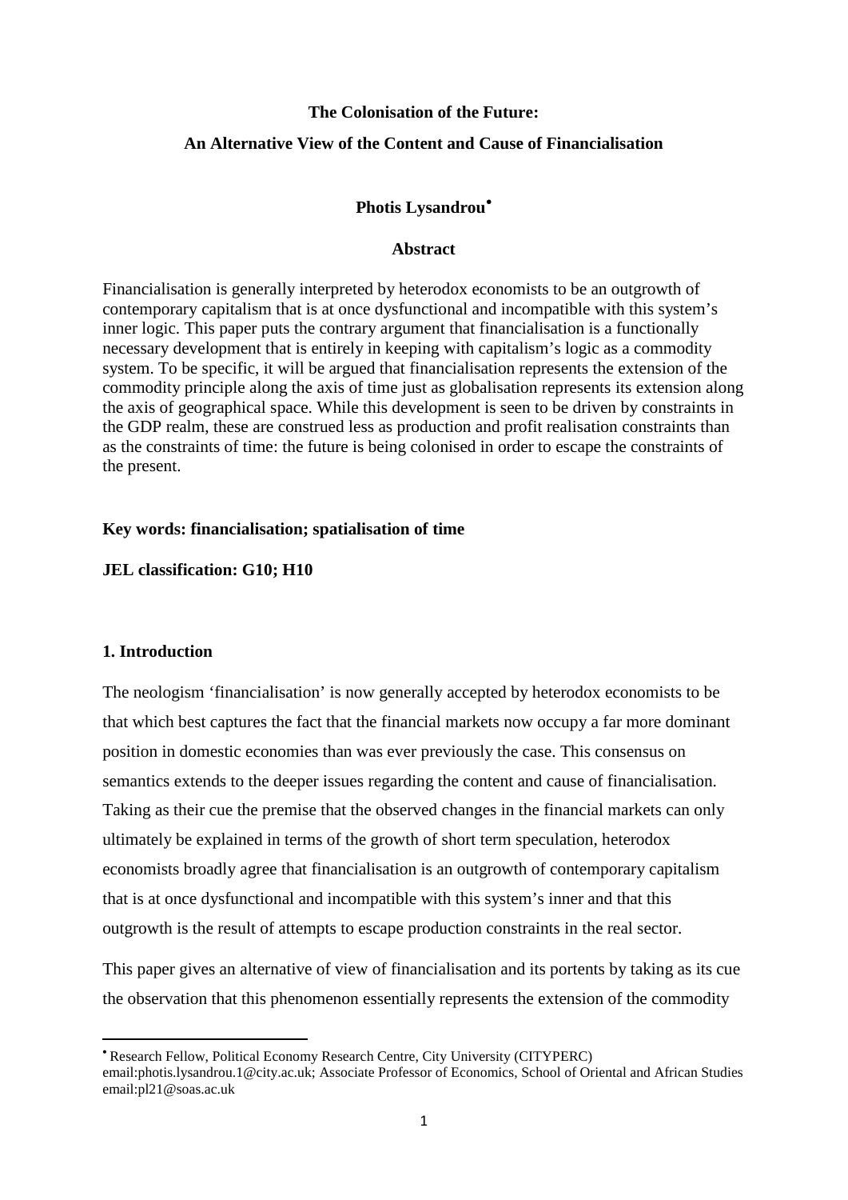# The Colonisation of the Future:

## An Alternative View of the Content and Cause of Financialisation

**Photis Lysandrou**[•]

### Abstract

Financialisation is generally interpreted by heterodox economists to be an outgrowth of contemporary capitalism that is at once dysfunctional and incompatible with this system's inner logic. This paper puts the contrary argument that financialisation is a functionally necessary development that is entirely in keeping with capitalism's logic as a commodity system. To be specific, it will be argued that financialisation represents the extension of the commodity principle along the axis of time just as globalisation represents its extension along the axis of geographical space. While this development is seen to be driven by constraints in the GDP realm, these are construed less as production and profit realisation constraints than as the constraints of time: the future is being colonised in order to escape the constraints of the present.

**Key words: financialisation; spatialisation of time**

**JEL classification: G10; H10**

## 1. Introduction

The neologism 'financialisation' is now generally accepted by heterodox economists to be that which best captures the fact that the financial markets now occupy a far more dominant position in domestic economies than was ever previously the case. This consensus on semantics extends to the deeper issues regarding the content and cause of financialisation. Taking as their cue the premise that the observed changes in the financial markets can only ultimately be explained in terms of the growth of short term speculation, heterodox economists broadly agree that financialisation is an outgrowth of contemporary capitalism that is at once dysfunctional and incompatible with this system's inner and that this outgrowth is the result of attempts to escape production constraints in the real sector.

This paper gives an alternative of view of financialisation and its portents by taking as its cue the observation that this phenomenon essentially represents the extension of the commodity

---

[•] Research Fellow, Political Economy Research Centre, City University (CITYPERC) email:photis.lysandrou.1@city.ac.uk; Associate Professor of Economics, School of Oriental and African Studies email:pl21@soas.ac.uk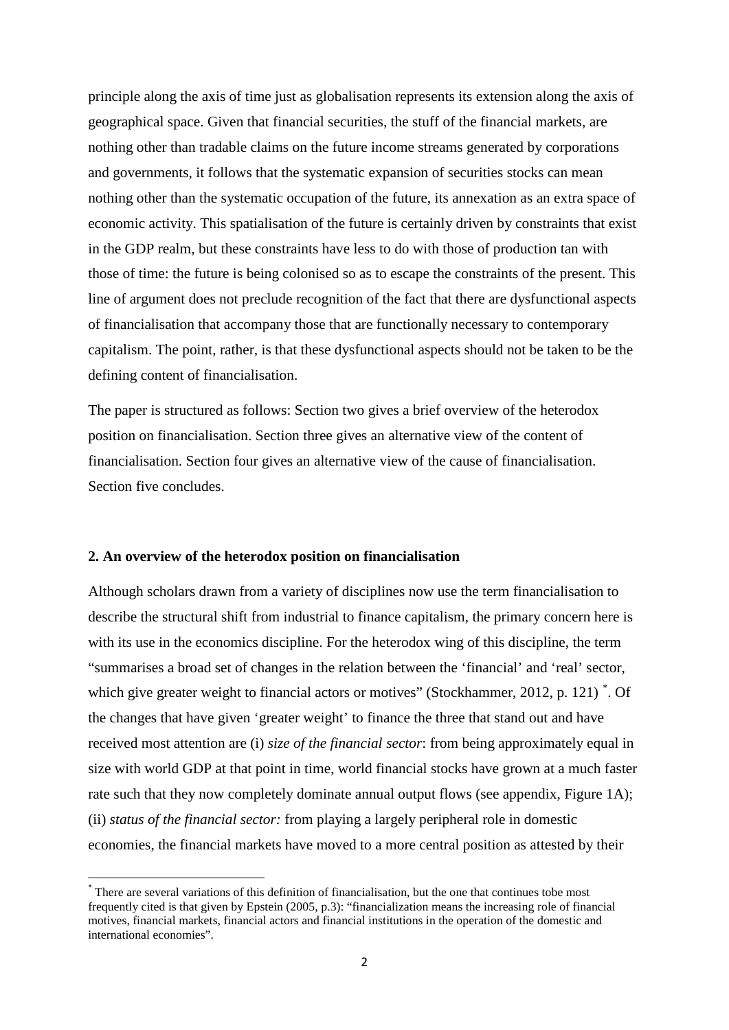principle along the axis of time just as globalisation represents its extension along the axis of geographical space. Given that financial securities, the stuff of the financial markets, are nothing other than tradable claims on the future income streams generated by corporations and governments, it follows that the systematic expansion of securities stocks can mean nothing other than the systematic occupation of the future, its annexation as an extra space of economic activity. This spatialisation of the future is certainly driven by constraints that exist in the GDP realm, but these constraints have less to do with those of production tan with those of time: the future is being colonised so as to escape the constraints of the present. This line of argument does not preclude recognition of the fact that there are dysfunctional aspects of financialisation that accompany those that are functionally necessary to contemporary capitalism. The point, rather, is that these dysfunctional aspects should not be taken to be the defining content of financialisation.

The paper is structured as follows: Section two gives a brief overview of the heterodox position on financialisation. Section three gives an alternative view of the content of financialisation. Section four gives an alternative view of the cause of financialisation. Section five concludes.

## 2. An overview of the heterodox position on financialisation

Although scholars drawn from a variety of disciplines now use the term financialisation to describe the structural shift from industrial to finance capitalism, the primary concern here is with its use in the economics discipline. For the heterodox wing of this discipline, the term "summarises a broad set of changes in the relation between the 'financial' and 'real' sector, which give greater weight to financial actors or motives" (Stockhammer, 2012, p. 121) [*]. Of the changes that have given 'greater weight' to finance the three that stand out and have received most attention are (i) *size of the financial sector*: from being approximately equal in size with world GDP at that point in time, world financial stocks have grown at a much faster rate such that they now completely dominate annual output flows (see appendix, Figure 1A); (ii) *status of the financial sector:* from playing a largely peripheral role in domestic economies, the financial markets have moved to a more central position as attested by their

[*] There are several variations of this definition of financialisation, but the one that continues tobe most frequently cited is that given by Epstein (2005, p.3): "financialization means the increasing role of financial motives, financial markets, financial actors and financial institutions in the operation of the domestic and international economies".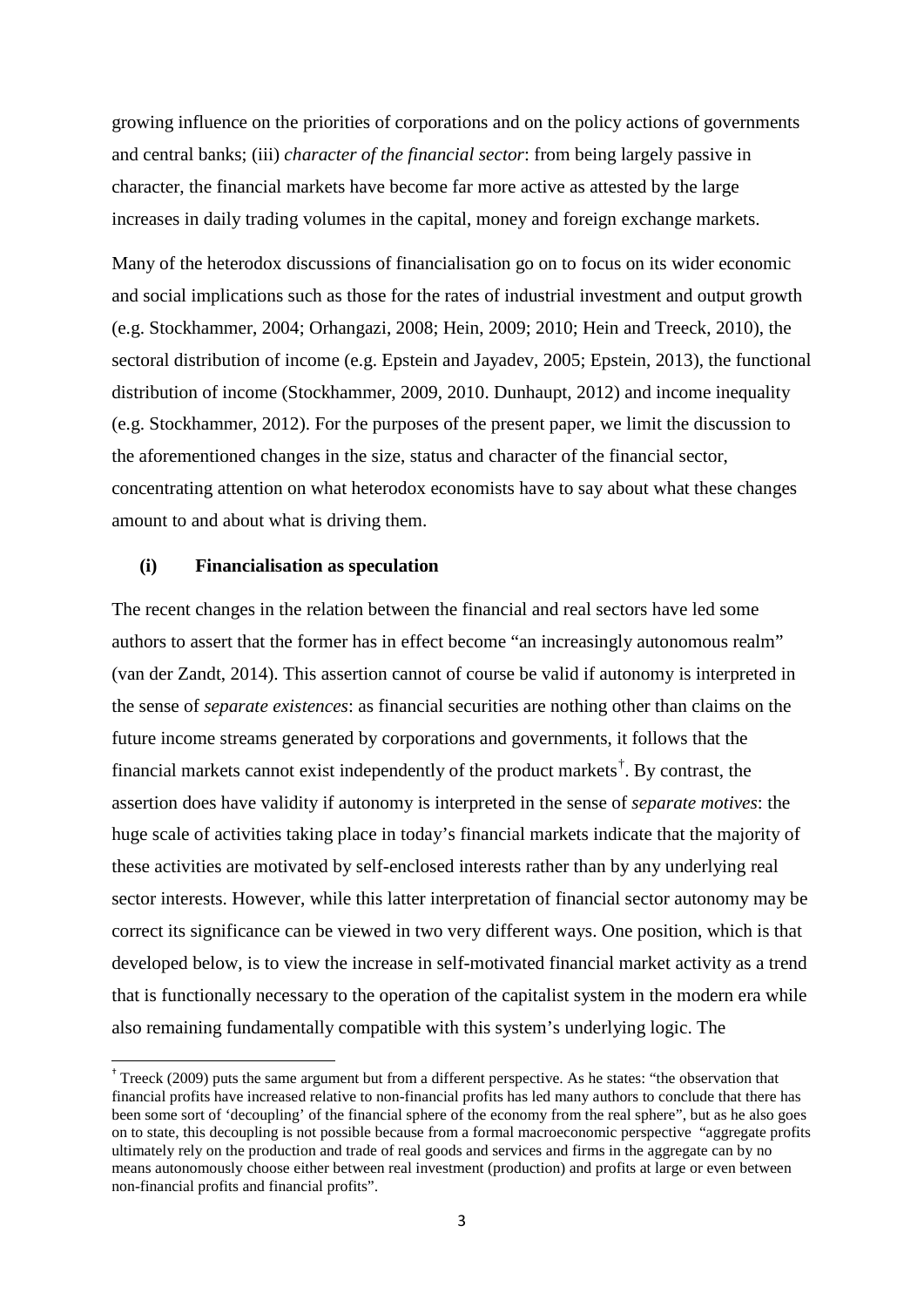growing influence on the priorities of corporations and on the policy actions of governments and central banks; (iii) *character of the financial sector*: from being largely passive in character, the financial markets have become far more active as attested by the large increases in daily trading volumes in the capital, money and foreign exchange markets.

Many of the heterodox discussions of financialisation go on to focus on its wider economic and social implications such as those for the rates of industrial investment and output growth (e.g. Stockhammer, 2004; Orhangazi, 2008; Hein, 2009; 2010; Hein and Treeck, 2010), the sectoral distribution of income (e.g. Epstein and Jayadev, 2005; Epstein, 2013), the functional distribution of income (Stockhammer, 2009, 2010. Dunhaupt, 2012) and income inequality (e.g. Stockhammer, 2012). For the purposes of the present paper, we limit the discussion to the aforementioned changes in the size, status and character of the financial sector, concentrating attention on what heterodox economists have to say about what these changes amount to and about what is driving them.

### (i) Financialisation as speculation

The recent changes in the relation between the financial and real sectors have led some authors to assert that the former has in effect become "an increasingly autonomous realm" (van der Zandt, 2014). This assertion cannot of course be valid if autonomy is interpreted in the sense of *separate existences*: as financial securities are nothing other than claims on the future income streams generated by corporations and governments, it follows that the financial markets cannot exist independently of the product markets[†]. By contrast, the assertion does have validity if autonomy is interpreted in the sense of *separate motives*: the huge scale of activities taking place in today's financial markets indicate that the majority of these activities are motivated by self-enclosed interests rather than by any underlying real sector interests. However, while this latter interpretation of financial sector autonomy may be correct its significance can be viewed in two very different ways. One position, which is that developed below, is to view the increase in self-motivated financial market activity as a trend that is functionally necessary to the operation of the capitalist system in the modern era while also remaining fundamentally compatible with this system's underlying logic. The

[†] Treeck (2009) puts the same argument but from a different perspective. As he states: "the observation that financial profits have increased relative to non-financial profits has led many authors to conclude that there has been some sort of 'decoupling' of the financial sphere of the economy from the real sphere", but as he also goes on to state, this decoupling is not possible because from a formal macroeconomic perspective "aggregate profits ultimately rely on the production and trade of real goods and services and firms in the aggregate can by no means autonomously choose either between real investment (production) and profits at large or even between non-financial profits and financial profits".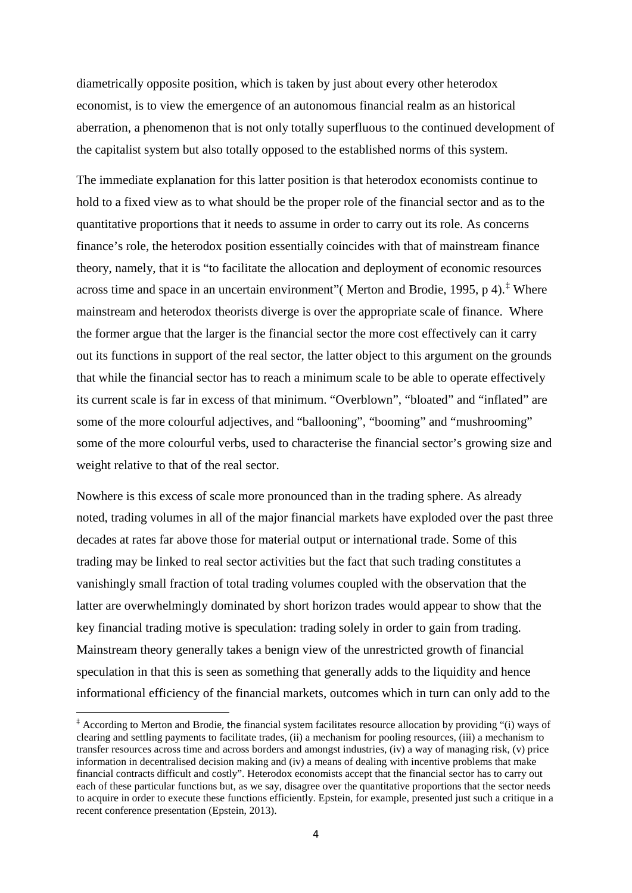diametrically opposite position, which is taken by just about every other heterodox economist, is to view the emergence of an autonomous financial realm as an historical aberration, a phenomenon that is not only totally superfluous to the continued development of the capitalist system but also totally opposed to the established norms of this system.

The immediate explanation for this latter position is that heterodox economists continue to hold to a fixed view as to what should be the proper role of the financial sector and as to the quantitative proportions that it needs to assume in order to carry out its role. As concerns finance's role, the heterodox position essentially coincides with that of mainstream finance theory, namely, that it is "to facilitate the allocation and deployment of economic resources across time and space in an uncertain environment"( Merton and Brodie, 1995, p 4).[‡] Where mainstream and heterodox theorists diverge is over the appropriate scale of finance. Where the former argue that the larger is the financial sector the more cost effectively can it carry out its functions in support of the real sector, the latter object to this argument on the grounds that while the financial sector has to reach a minimum scale to be able to operate effectively its current scale is far in excess of that minimum. "Overblown", "bloated" and "inflated" are some of the more colourful adjectives, and "ballooning", "booming" and "mushrooming" some of the more colourful verbs, used to characterise the financial sector's growing size and weight relative to that of the real sector.

Nowhere is this excess of scale more pronounced than in the trading sphere. As already noted, trading volumes in all of the major financial markets have exploded over the past three decades at rates far above those for material output or international trade. Some of this trading may be linked to real sector activities but the fact that such trading constitutes a vanishingly small fraction of total trading volumes coupled with the observation that the latter are overwhelmingly dominated by short horizon trades would appear to show that the key financial trading motive is speculation: trading solely in order to gain from trading. Mainstream theory generally takes a benign view of the unrestricted growth of financial speculation in that this is seen as something that generally adds to the liquidity and hence informational efficiency of the financial markets, outcomes which in turn can only add to the

---

[‡] According to Merton and Brodie, the financial system facilitates resource allocation by providing "(i) ways of clearing and settling payments to facilitate trades, (ii) a mechanism for pooling resources, (iii) a mechanism to transfer resources across time and across borders and amongst industries, (iv) a way of managing risk, (v) price information in decentralised decision making and (iv) a means of dealing with incentive problems that make financial contracts difficult and costly". Heterodox economists accept that the financial sector has to carry out each of these particular functions but, as we say, disagree over the quantitative proportions that the sector needs to acquire in order to execute these functions efficiently. Epstein, for example, presented just such a critique in a recent conference presentation (Epstein, 2013).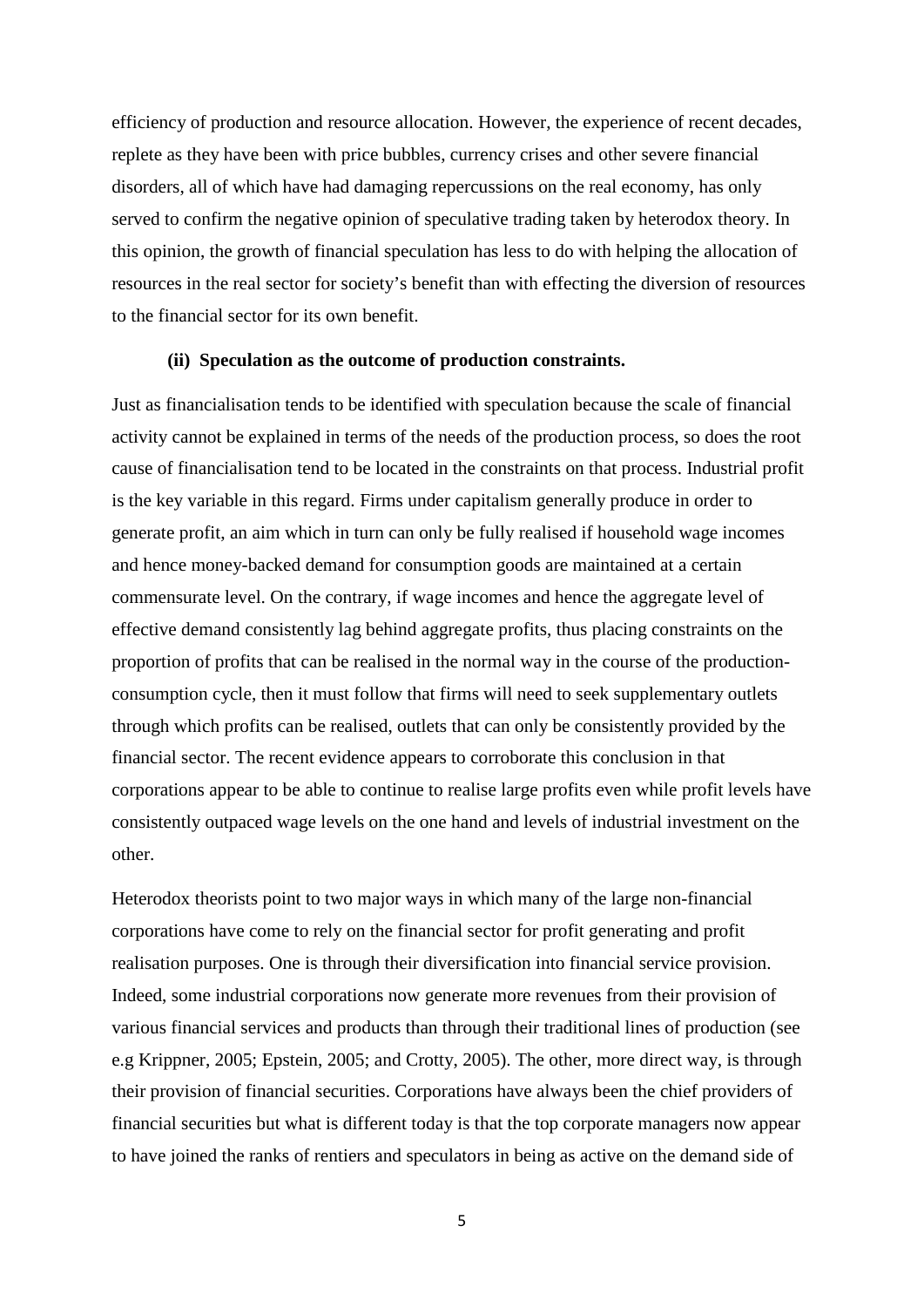efficiency of production and resource allocation. However, the experience of recent decades, replete as they have been with price bubbles, currency crises and other severe financial disorders, all of which have had damaging repercussions on the real economy, has only served to confirm the negative opinion of speculative trading taken by heterodox theory. In this opinion, the growth of financial speculation has less to do with helping the allocation of resources in the real sector for society's benefit than with effecting the diversion of resources to the financial sector for its own benefit.

### (ii) Speculation as the outcome of production constraints.

Just as financialisation tends to be identified with speculation because the scale of financial activity cannot be explained in terms of the needs of the production process, so does the root cause of financialisation tend to be located in the constraints on that process. Industrial profit is the key variable in this regard. Firms under capitalism generally produce in order to generate profit, an aim which in turn can only be fully realised if household wage incomes and hence money-backed demand for consumption goods are maintained at a certain commensurate level. On the contrary, if wage incomes and hence the aggregate level of effective demand consistently lag behind aggregate profits, thus placing constraints on the proportion of profits that can be realised in the normal way in the course of the production-consumption cycle, then it must follow that firms will need to seek supplementary outlets through which profits can be realised, outlets that can only be consistently provided by the financial sector. The recent evidence appears to corroborate this conclusion in that corporations appear to be able to continue to realise large profits even while profit levels have consistently outpaced wage levels on the one hand and levels of industrial investment on the other.

Heterodox theorists point to two major ways in which many of the large non-financial corporations have come to rely on the financial sector for profit generating and profit realisation purposes. One is through their diversification into financial service provision. Indeed, some industrial corporations now generate more revenues from their provision of various financial services and products than through their traditional lines of production (see e.g Krippner, 2005; Epstein, 2005; and Crotty, 2005). The other, more direct way, is through their provision of financial securities. Corporations have always been the chief providers of financial securities but what is different today is that the top corporate managers now appear to have joined the ranks of rentiers and speculators in being as active on the demand side of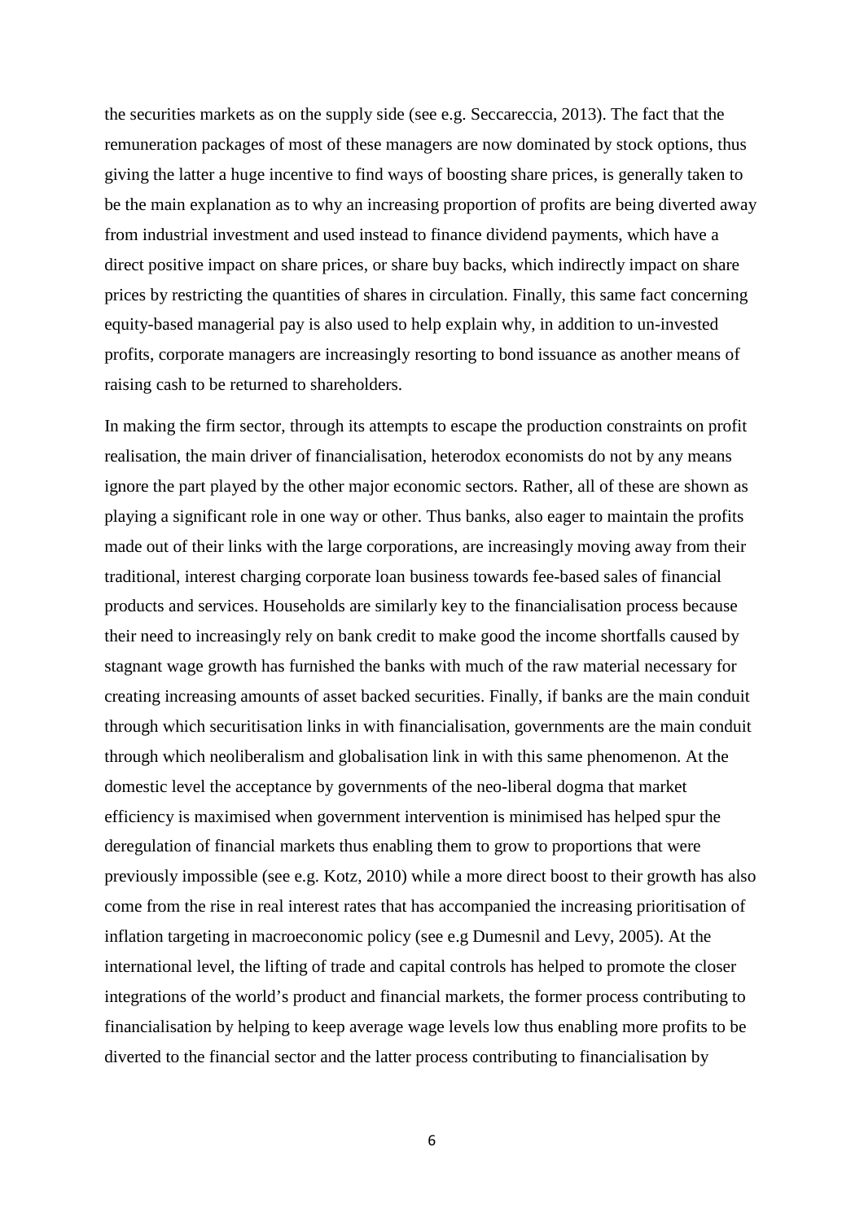the securities markets as on the supply side (see e.g. Seccareccia, 2013). The fact that the remuneration packages of most of these managers are now dominated by stock options, thus giving the latter a huge incentive to find ways of boosting share prices, is generally taken to be the main explanation as to why an increasing proportion of profits are being diverted away from industrial investment and used instead to finance dividend payments, which have a direct positive impact on share prices, or share buy backs, which indirectly impact on share prices by restricting the quantities of shares in circulation. Finally, this same fact concerning equity-based managerial pay is also used to help explain why, in addition to un-invested profits, corporate managers are increasingly resorting to bond issuance as another means of raising cash to be returned to shareholders.

In making the firm sector, through its attempts to escape the production constraints on profit realisation, the main driver of financialisation, heterodox economists do not by any means ignore the part played by the other major economic sectors. Rather, all of these are shown as playing a significant role in one way or other. Thus banks, also eager to maintain the profits made out of their links with the large corporations, are increasingly moving away from their traditional, interest charging corporate loan business towards fee-based sales of financial products and services. Households are similarly key to the financialisation process because their need to increasingly rely on bank credit to make good the income shortfalls caused by stagnant wage growth has furnished the banks with much of the raw material necessary for creating increasing amounts of asset backed securities. Finally, if banks are the main conduit through which securitisation links in with financialisation, governments are the main conduit through which neoliberalism and globalisation link in with this same phenomenon. At the domestic level the acceptance by governments of the neo-liberal dogma that market efficiency is maximised when government intervention is minimised has helped spur the deregulation of financial markets thus enabling them to grow to proportions that were previously impossible (see e.g. Kotz, 2010) while a more direct boost to their growth has also come from the rise in real interest rates that has accompanied the increasing prioritisation of inflation targeting in macroeconomic policy (see e.g Dumesnil and Levy, 2005). At the international level, the lifting of trade and capital controls has helped to promote the closer integrations of the world's product and financial markets, the former process contributing to financialisation by helping to keep average wage levels low thus enabling more profits to be diverted to the financial sector and the latter process contributing to financialisation by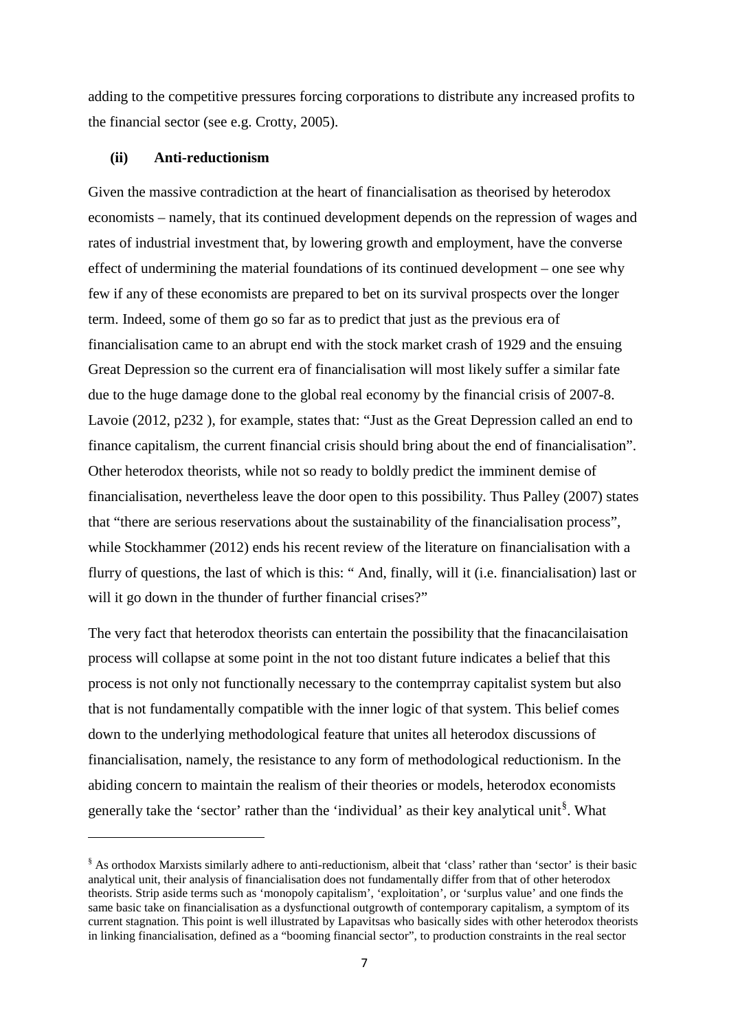adding to the competitive pressures forcing corporations to distribute any increased profits to the financial sector (see e.g. Crotty, 2005).

### (ii) Anti-reductionism

Given the massive contradiction at the heart of financialisation as theorised by heterodox economists – namely, that its continued development depends on the repression of wages and rates of industrial investment that, by lowering growth and employment, have the converse effect of undermining the material foundations of its continued development – one see why few if any of these economists are prepared to bet on its survival prospects over the longer term. Indeed, some of them go so far as to predict that just as the previous era of financialisation came to an abrupt end with the stock market crash of 1929 and the ensuing Great Depression so the current era of financialisation will most likely suffer a similar fate due to the huge damage done to the global real economy by the financial crisis of 2007-8. Lavoie (2012, p232 ), for example, states that: "Just as the Great Depression called an end to finance capitalism, the current financial crisis should bring about the end of financialisation". Other heterodox theorists, while not so ready to boldly predict the imminent demise of financialisation, nevertheless leave the door open to this possibility. Thus Palley (2007) states that "there are serious reservations about the sustainability of the financialisation process", while Stockhammer (2012) ends his recent review of the literature on financialisation with a flurry of questions, the last of which is this: " And, finally, will it (i.e. financialisation) last or will it go down in the thunder of further financial crises?"

The very fact that heterodox theorists can entertain the possibility that the finacancilaisation process will collapse at some point in the not too distant future indicates a belief that this process is not only not functionally necessary to the contemprray capitalist system but also that is not fundamentally compatible with the inner logic of that system. This belief comes down to the underlying methodological feature that unites all heterodox discussions of financialisation, namely, the resistance to any form of methodological reductionism. In the abiding concern to maintain the realism of their theories or models, heterodox economists generally take the 'sector' rather than the 'individual' as their key analytical unit[§]. What

---

[§] As orthodox Marxists similarly adhere to anti-reductionism, albeit that 'class' rather than 'sector' is their basic analytical unit, their analysis of financialisation does not fundamentally differ from that of other heterodox theorists. Strip aside terms such as 'monopoly capitalism', 'exploitation', or 'surplus value' and one finds the same basic take on financialisation as a dysfunctional outgrowth of contemporary capitalism, a symptom of its current stagnation. This point is well illustrated by Lapavitsas who basically sides with other heterodox theorists in linking financialisation, defined as a "booming financial sector", to production constraints in the real sector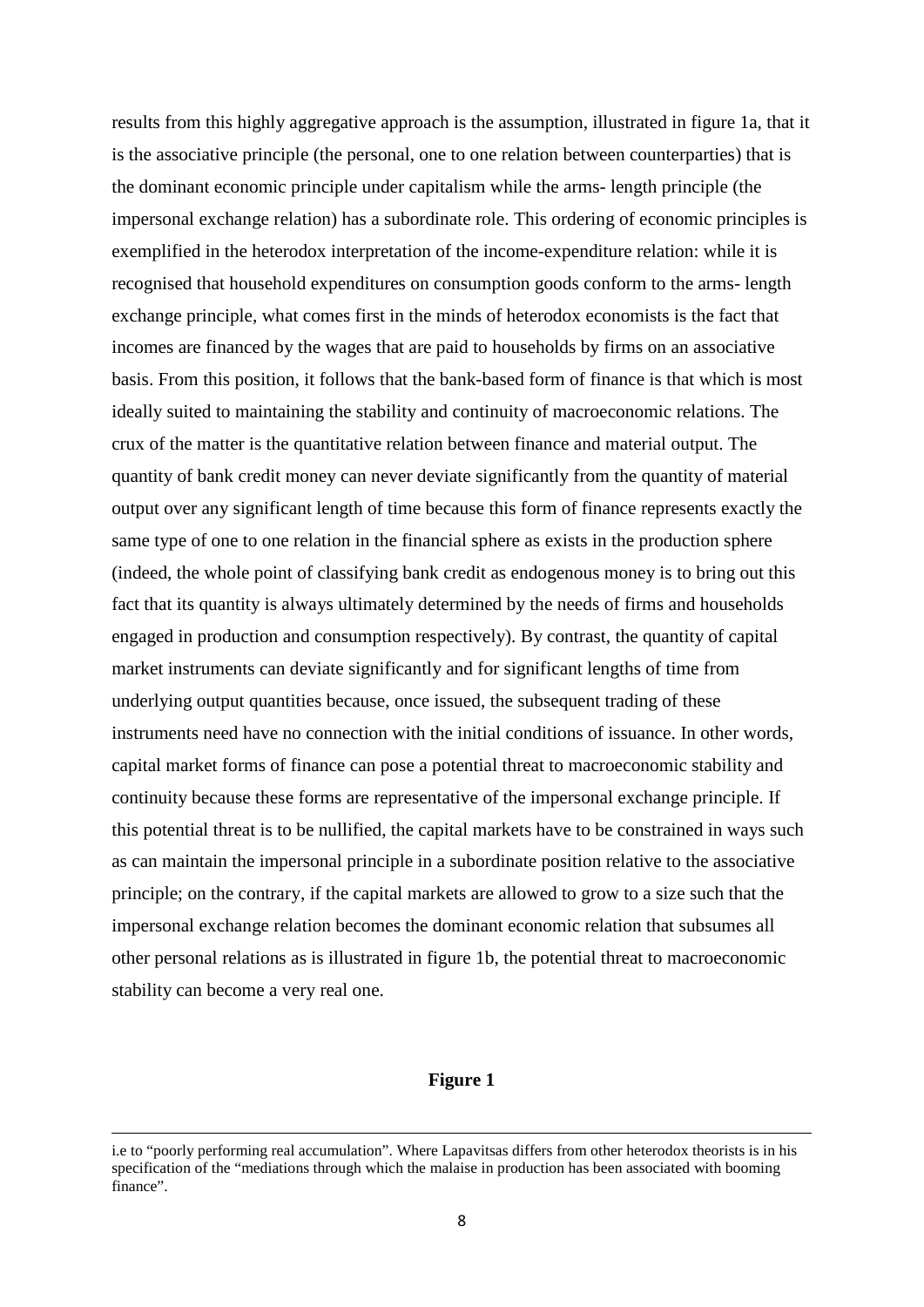results from this highly aggregative approach is the assumption, illustrated in figure 1a, that it is the associative principle (the personal, one to one relation between counterparties) that is the dominant economic principle under capitalism while the arms- length principle (the impersonal exchange relation) has a subordinate role. This ordering of economic principles is exemplified in the heterodox interpretation of the income-expenditure relation: while it is recognised that household expenditures on consumption goods conform to the arms- length exchange principle, what comes first in the minds of heterodox economists is the fact that incomes are financed by the wages that are paid to households by firms on an associative basis. From this position, it follows that the bank-based form of finance is that which is most ideally suited to maintaining the stability and continuity of macroeconomic relations. The crux of the matter is the quantitative relation between finance and material output. The quantity of bank credit money can never deviate significantly from the quantity of material output over any significant length of time because this form of finance represents exactly the same type of one to one relation in the financial sphere as exists in the production sphere (indeed, the whole point of classifying bank credit as endogenous money is to bring out this fact that its quantity is always ultimately determined by the needs of firms and households engaged in production and consumption respectively). By contrast, the quantity of capital market instruments can deviate significantly and for significant lengths of time from underlying output quantities because, once issued, the subsequent trading of these instruments need have no connection with the initial conditions of issuance. In other words, capital market forms of finance can pose a potential threat to macroeconomic stability and continuity because these forms are representative of the impersonal exchange principle. If this potential threat is to be nullified, the capital markets have to be constrained in ways such as can maintain the impersonal principle in a subordinate position relative to the associative principle; on the contrary, if the capital markets are allowed to grow to a size such that the impersonal exchange relation becomes the dominant economic relation that subsumes all other personal relations as is illustrated in figure 1b, the potential threat to macroeconomic stability can become a very real one.

**Figure 1**

---

i.e to "poorly performing real accumulation". Where Lapavitsas differs from other heterodox theorists is in his specification of the "mediations through which the malaise in production has been associated with booming finance".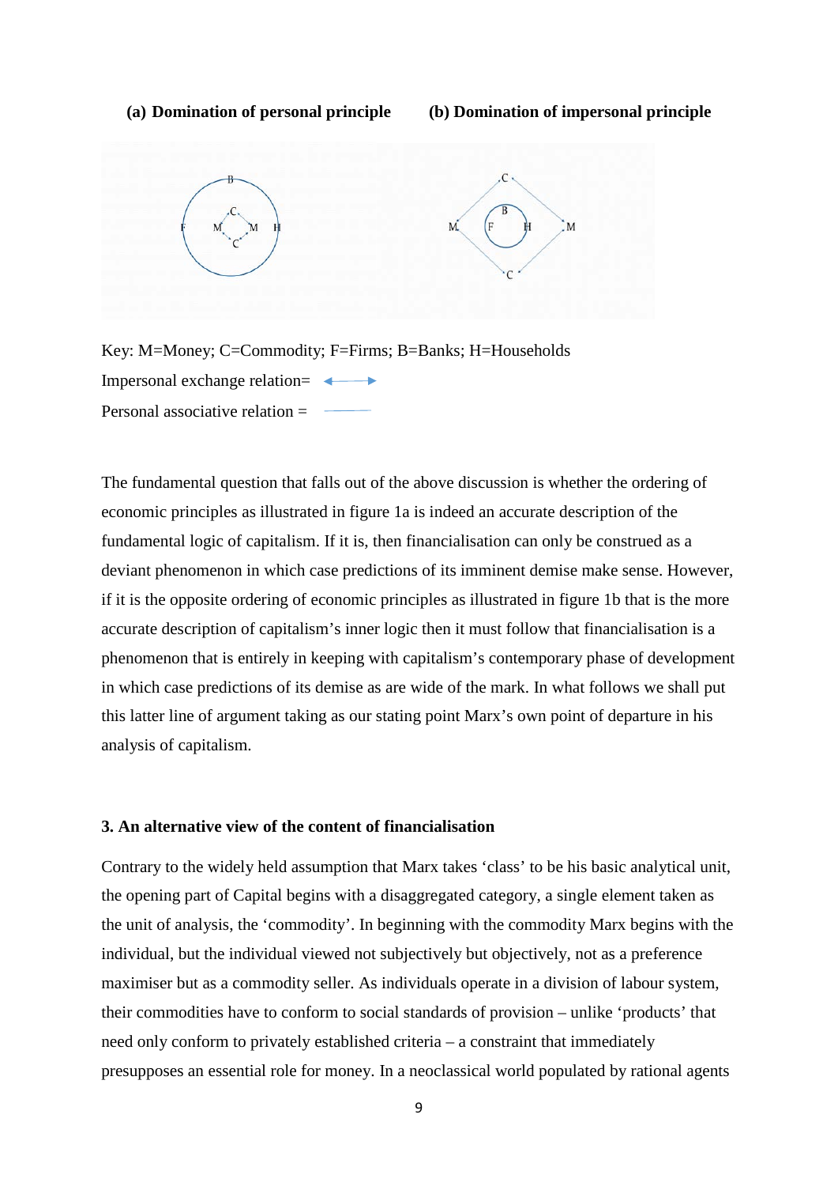**(a) Domination of personal principle** **(b) Domination of impersonal principle**

Key: M=Money; C=Commodity; F=Firms; B=Banks; H=Households

Impersonal exchange relation= ⟷

Personal associative relation = ——

The fundamental question that falls out of the above discussion is whether the ordering of economic principles as illustrated in figure 1a is indeed an accurate description of the fundamental logic of capitalism. If it is, then financialisation can only be construed as a deviant phenomenon in which case predictions of its imminent demise make sense. However, if it is the opposite ordering of economic principles as illustrated in figure 1b that is the more accurate description of capitalism's inner logic then it must follow that financialisation is a phenomenon that is entirely in keeping with capitalism's contemporary phase of development in which case predictions of its demise as are wide of the mark. In what follows we shall put this latter line of argument taking as our stating point Marx's own point of departure in his analysis of capitalism.

### 3. An alternative view of the content of financialisation

Contrary to the widely held assumption that Marx takes 'class' to be his basic analytical unit, the opening part of Capital begins with a disaggregated category, a single element taken as the unit of analysis, the 'commodity'. In beginning with the commodity Marx begins with the individual, but the individual viewed not subjectively but objectively, not as a preference maximiser but as a commodity seller. As individuals operate in a division of labour system, their commodities have to conform to social standards of provision – unlike 'products' that need only conform to privately established criteria – a constraint that immediately presupposes an essential role for money. In a neoclassical world populated by rational agents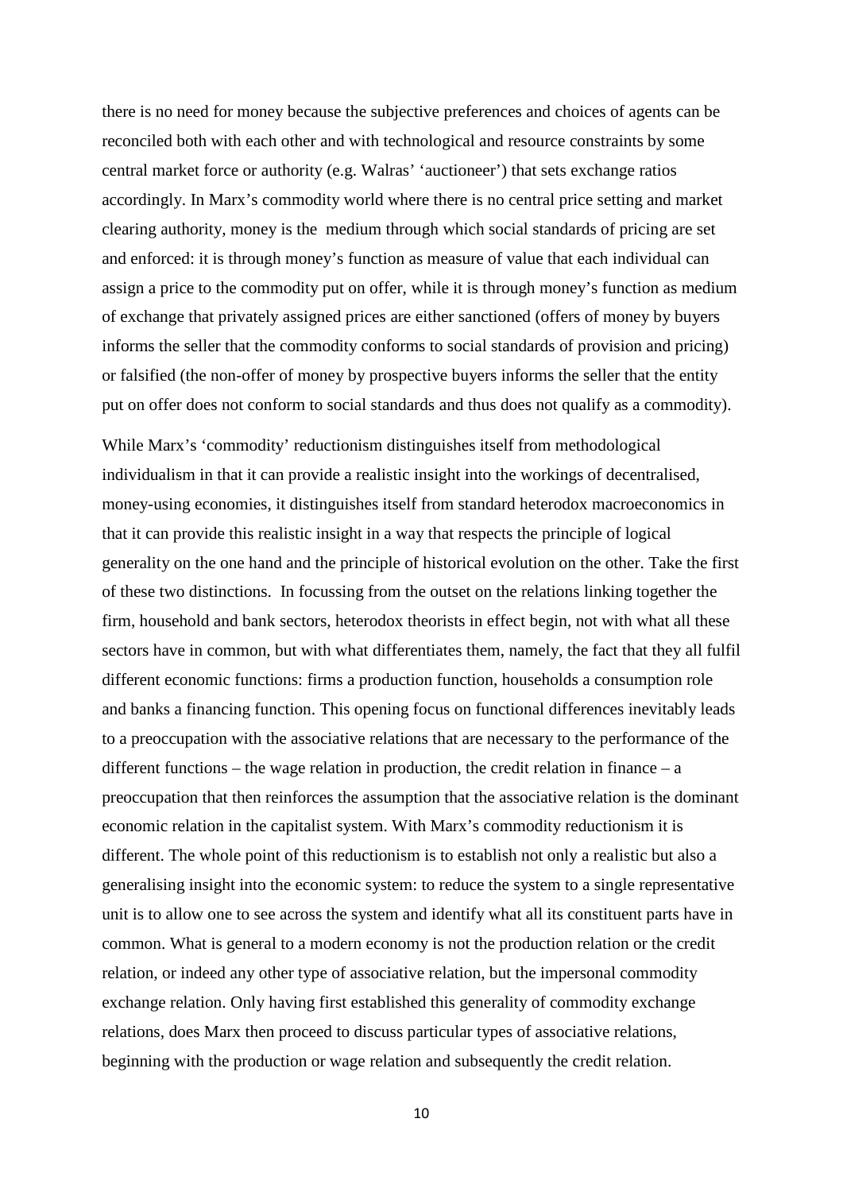there is no need for money because the subjective preferences and choices of agents can be reconciled both with each other and with technological and resource constraints by some central market force or authority (e.g. Walras' 'auctioneer') that sets exchange ratios accordingly. In Marx's commodity world where there is no central price setting and market clearing authority, money is the medium through which social standards of pricing are set and enforced: it is through money's function as measure of value that each individual can assign a price to the commodity put on offer, while it is through money's function as medium of exchange that privately assigned prices are either sanctioned (offers of money by buyers informs the seller that the commodity conforms to social standards of provision and pricing) or falsified (the non-offer of money by prospective buyers informs the seller that the entity put on offer does not conform to social standards and thus does not qualify as a commodity).

While Marx's 'commodity' reductionism distinguishes itself from methodological individualism in that it can provide a realistic insight into the workings of decentralised, money-using economies, it distinguishes itself from standard heterodox macroeconomics in that it can provide this realistic insight in a way that respects the principle of logical generality on the one hand and the principle of historical evolution on the other. Take the first of these two distinctions. In focussing from the outset on the relations linking together the firm, household and bank sectors, heterodox theorists in effect begin, not with what all these sectors have in common, but with what differentiates them, namely, the fact that they all fulfil different economic functions: firms a production function, households a consumption role and banks a financing function. This opening focus on functional differences inevitably leads to a preoccupation with the associative relations that are necessary to the performance of the different functions – the wage relation in production, the credit relation in finance – a preoccupation that then reinforces the assumption that the associative relation is the dominant economic relation in the capitalist system. With Marx's commodity reductionism it is different. The whole point of this reductionism is to establish not only a realistic but also a generalising insight into the economic system: to reduce the system to a single representative unit is to allow one to see across the system and identify what all its constituent parts have in common. What is general to a modern economy is not the production relation or the credit relation, or indeed any other type of associative relation, but the impersonal commodity exchange relation. Only having first established this generality of commodity exchange relations, does Marx then proceed to discuss particular types of associative relations, beginning with the production or wage relation and subsequently the credit relation.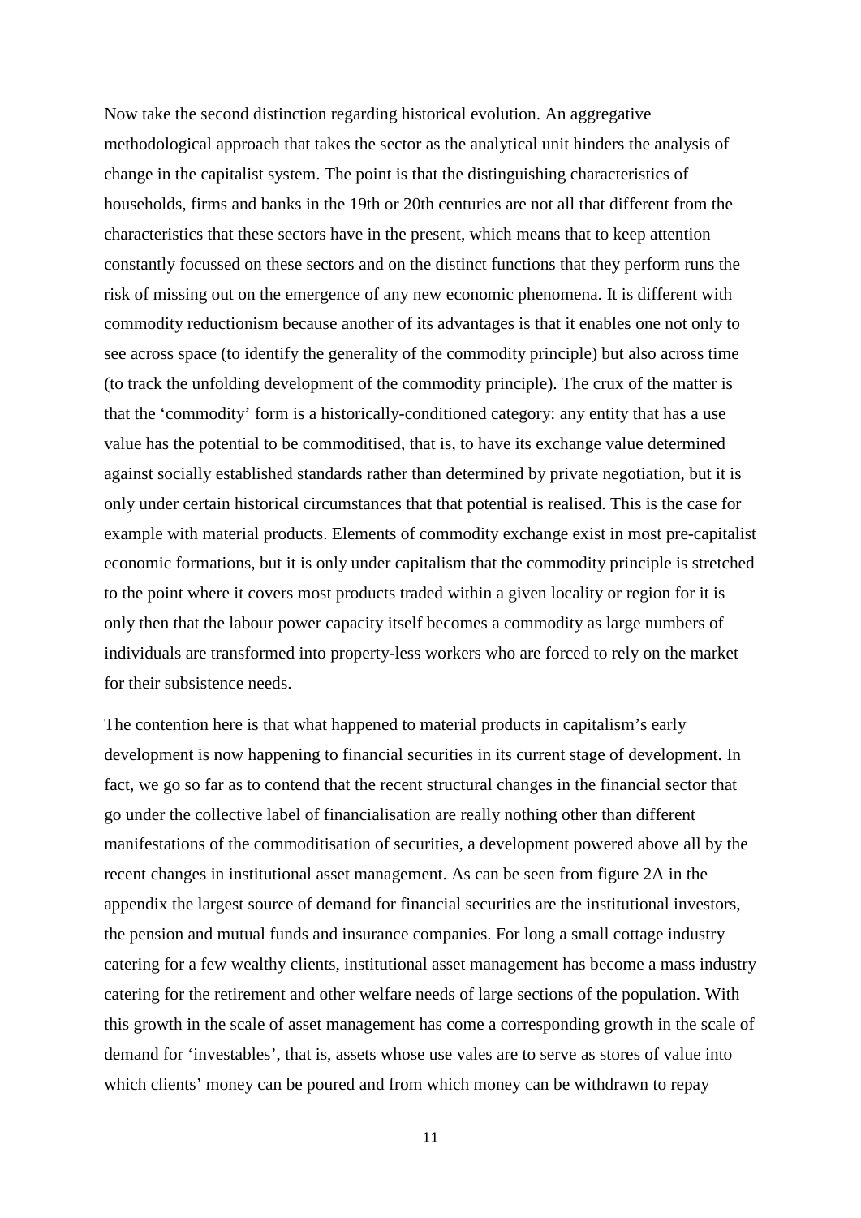Now take the second distinction regarding historical evolution. An aggregative methodological approach that takes the sector as the analytical unit hinders the analysis of change in the capitalist system. The point is that the distinguishing characteristics of households, firms and banks in the 19th or 20th centuries are not all that different from the characteristics that these sectors have in the present, which means that to keep attention constantly focussed on these sectors and on the distinct functions that they perform runs the risk of missing out on the emergence of any new economic phenomena. It is different with commodity reductionism because another of its advantages is that it enables one not only to see across space (to identify the generality of the commodity principle) but also across time (to track the unfolding development of the commodity principle). The crux of the matter is that the 'commodity' form is a historically-conditioned category: any entity that has a use value has the potential to be commoditised, that is, to have its exchange value determined against socially established standards rather than determined by private negotiation, but it is only under certain historical circumstances that that potential is realised. This is the case for example with material products. Elements of commodity exchange exist in most pre-capitalist economic formations, but it is only under capitalism that the commodity principle is stretched to the point where it covers most products traded within a given locality or region for it is only then that the labour power capacity itself becomes a commodity as large numbers of individuals are transformed into property-less workers who are forced to rely on the market for their subsistence needs.

The contention here is that what happened to material products in capitalism's early development is now happening to financial securities in its current stage of development. In fact, we go so far as to contend that the recent structural changes in the financial sector that go under the collective label of financialisation are really nothing other than different manifestations of the commoditisation of securities, a development powered above all by the recent changes in institutional asset management. As can be seen from figure 2A in the appendix the largest source of demand for financial securities are the institutional investors, the pension and mutual funds and insurance companies. For long a small cottage industry catering for a few wealthy clients, institutional asset management has become a mass industry catering for the retirement and other welfare needs of large sections of the population. With this growth in the scale of asset management has come a corresponding growth in the scale of demand for 'investables', that is, assets whose use vales are to serve as stores of value into which clients' money can be poured and from which money can be withdrawn to repay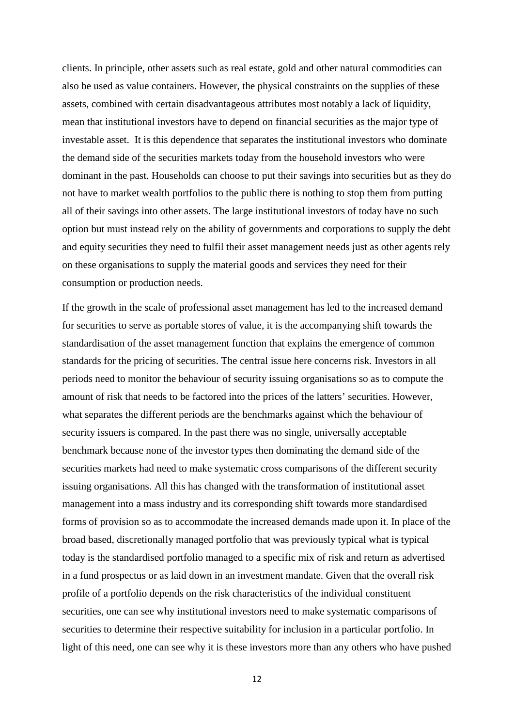clients. In principle, other assets such as real estate, gold and other natural commodities can also be used as value containers. However, the physical constraints on the supplies of these assets, combined with certain disadvantageous attributes most notably a lack of liquidity, mean that institutional investors have to depend on financial securities as the major type of investable asset. It is this dependence that separates the institutional investors who dominate the demand side of the securities markets today from the household investors who were dominant in the past. Households can choose to put their savings into securities but as they do not have to market wealth portfolios to the public there is nothing to stop them from putting all of their savings into other assets. The large institutional investors of today have no such option but must instead rely on the ability of governments and corporations to supply the debt and equity securities they need to fulfil their asset management needs just as other agents rely on these organisations to supply the material goods and services they need for their consumption or production needs.

If the growth in the scale of professional asset management has led to the increased demand for securities to serve as portable stores of value, it is the accompanying shift towards the standardisation of the asset management function that explains the emergence of common standards for the pricing of securities. The central issue here concerns risk. Investors in all periods need to monitor the behaviour of security issuing organisations so as to compute the amount of risk that needs to be factored into the prices of the latters' securities. However, what separates the different periods are the benchmarks against which the behaviour of security issuers is compared. In the past there was no single, universally acceptable benchmark because none of the investor types then dominating the demand side of the securities markets had need to make systematic cross comparisons of the different security issuing organisations. All this has changed with the transformation of institutional asset management into a mass industry and its corresponding shift towards more standardised forms of provision so as to accommodate the increased demands made upon it. In place of the broad based, discretionally managed portfolio that was previously typical what is typical today is the standardised portfolio managed to a specific mix of risk and return as advertised in a fund prospectus or as laid down in an investment mandate. Given that the overall risk profile of a portfolio depends on the risk characteristics of the individual constituent securities, one can see why institutional investors need to make systematic comparisons of securities to determine their respective suitability for inclusion in a particular portfolio. In light of this need, one can see why it is these investors more than any others who have pushed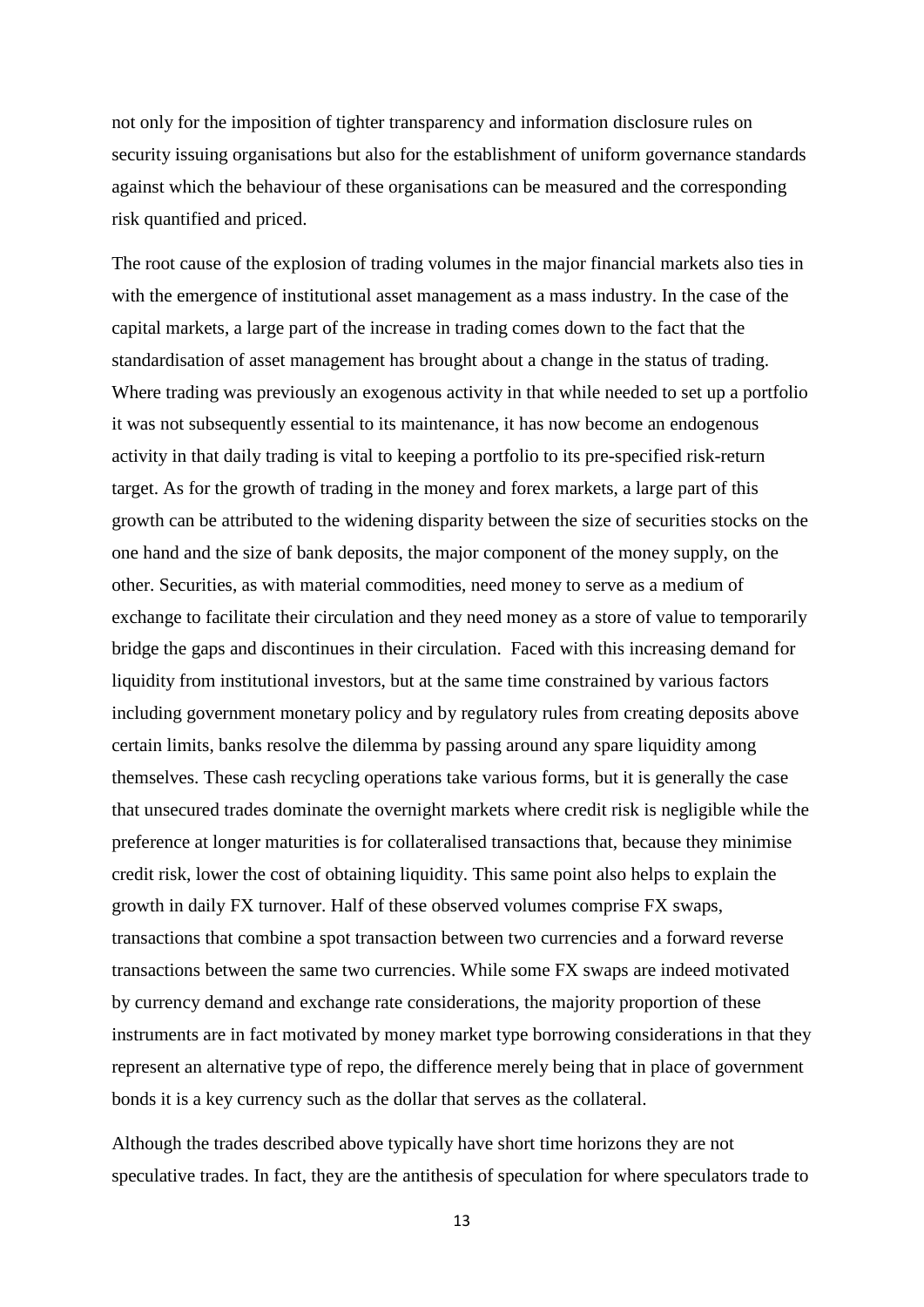not only for the imposition of tighter transparency and information disclosure rules on security issuing organisations but also for the establishment of uniform governance standards against which the behaviour of these organisations can be measured and the corresponding risk quantified and priced.

The root cause of the explosion of trading volumes in the major financial markets also ties in with the emergence of institutional asset management as a mass industry. In the case of the capital markets, a large part of the increase in trading comes down to the fact that the standardisation of asset management has brought about a change in the status of trading. Where trading was previously an exogenous activity in that while needed to set up a portfolio it was not subsequently essential to its maintenance, it has now become an endogenous activity in that daily trading is vital to keeping a portfolio to its pre-specified risk-return target. As for the growth of trading in the money and forex markets, a large part of this growth can be attributed to the widening disparity between the size of securities stocks on the one hand and the size of bank deposits, the major component of the money supply, on the other. Securities, as with material commodities, need money to serve as a medium of exchange to facilitate their circulation and they need money as a store of value to temporarily bridge the gaps and discontinues in their circulation. Faced with this increasing demand for liquidity from institutional investors, but at the same time constrained by various factors including government monetary policy and by regulatory rules from creating deposits above certain limits, banks resolve the dilemma by passing around any spare liquidity among themselves. These cash recycling operations take various forms, but it is generally the case that unsecured trades dominate the overnight markets where credit risk is negligible while the preference at longer maturities is for collateralised transactions that, because they minimise credit risk, lower the cost of obtaining liquidity. This same point also helps to explain the growth in daily FX turnover. Half of these observed volumes comprise FX swaps, transactions that combine a spot transaction between two currencies and a forward reverse transactions between the same two currencies. While some FX swaps are indeed motivated by currency demand and exchange rate considerations, the majority proportion of these instruments are in fact motivated by money market type borrowing considerations in that they represent an alternative type of repo, the difference merely being that in place of government bonds it is a key currency such as the dollar that serves as the collateral.

Although the trades described above typically have short time horizons they are not speculative trades. In fact, they are the antithesis of speculation for where speculators trade to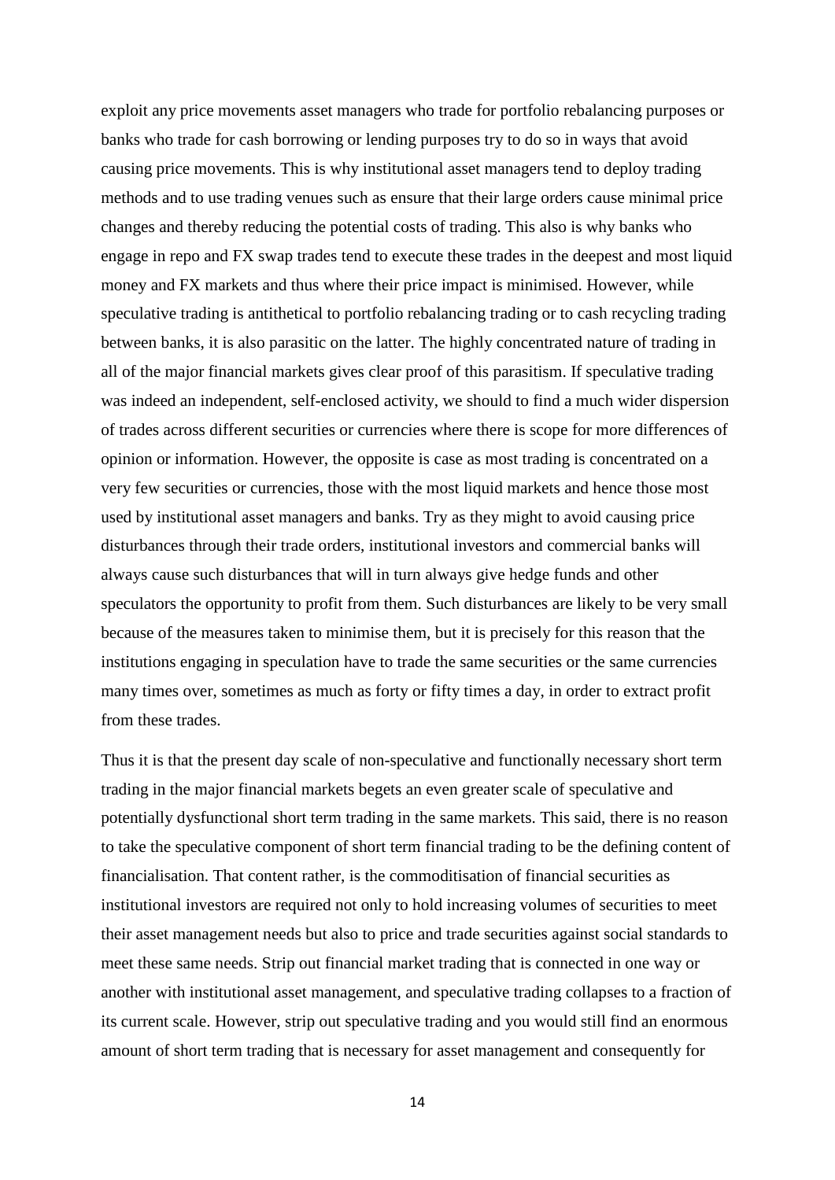exploit any price movements asset managers who trade for portfolio rebalancing purposes or banks who trade for cash borrowing or lending purposes try to do so in ways that avoid causing price movements. This is why institutional asset managers tend to deploy trading methods and to use trading venues such as ensure that their large orders cause minimal price changes and thereby reducing the potential costs of trading. This also is why banks who engage in repo and FX swap trades tend to execute these trades in the deepest and most liquid money and FX markets and thus where their price impact is minimised. However, while speculative trading is antithetical to portfolio rebalancing trading or to cash recycling trading between banks, it is also parasitic on the latter. The highly concentrated nature of trading in all of the major financial markets gives clear proof of this parasitism. If speculative trading was indeed an independent, self-enclosed activity, we should to find a much wider dispersion of trades across different securities or currencies where there is scope for more differences of opinion or information. However, the opposite is case as most trading is concentrated on a very few securities or currencies, those with the most liquid markets and hence those most used by institutional asset managers and banks. Try as they might to avoid causing price disturbances through their trade orders, institutional investors and commercial banks will always cause such disturbances that will in turn always give hedge funds and other speculators the opportunity to profit from them. Such disturbances are likely to be very small because of the measures taken to minimise them, but it is precisely for this reason that the institutions engaging in speculation have to trade the same securities or the same currencies many times over, sometimes as much as forty or fifty times a day, in order to extract profit from these trades.

Thus it is that the present day scale of non-speculative and functionally necessary short term trading in the major financial markets begets an even greater scale of speculative and potentially dysfunctional short term trading in the same markets. This said, there is no reason to take the speculative component of short term financial trading to be the defining content of financialisation. That content rather, is the commoditisation of financial securities as institutional investors are required not only to hold increasing volumes of securities to meet their asset management needs but also to price and trade securities against social standards to meet these same needs. Strip out financial market trading that is connected in one way or another with institutional asset management, and speculative trading collapses to a fraction of its current scale. However, strip out speculative trading and you would still find an enormous amount of short term trading that is necessary for asset management and consequently for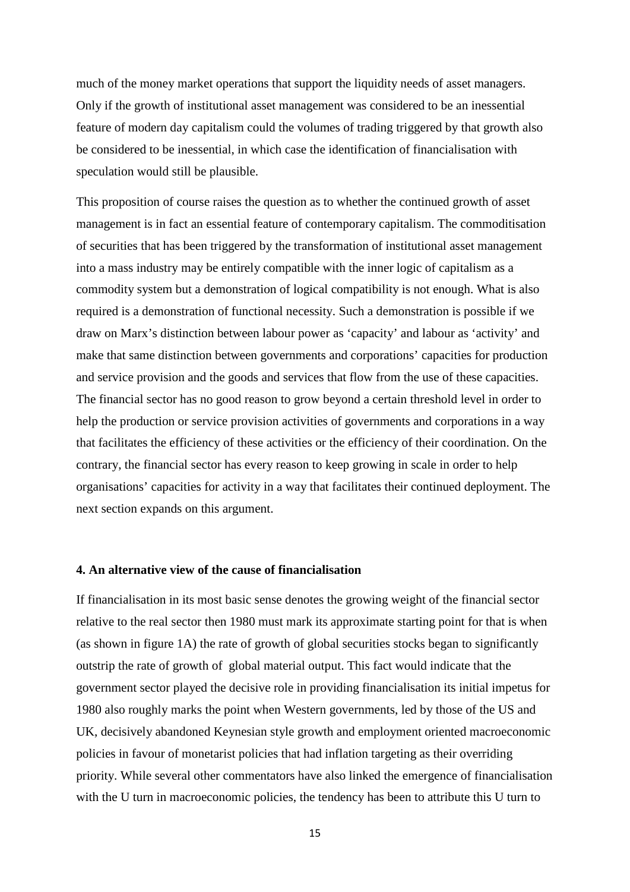much of the money market operations that support the liquidity needs of asset managers. Only if the growth of institutional asset management was considered to be an inessential feature of modern day capitalism could the volumes of trading triggered by that growth also be considered to be inessential, in which case the identification of financialisation with speculation would still be plausible.

This proposition of course raises the question as to whether the continued growth of asset management is in fact an essential feature of contemporary capitalism. The commoditisation of securities that has been triggered by the transformation of institutional asset management into a mass industry may be entirely compatible with the inner logic of capitalism as a commodity system but a demonstration of logical compatibility is not enough. What is also required is a demonstration of functional necessity. Such a demonstration is possible if we draw on Marx's distinction between labour power as 'capacity' and labour as 'activity' and make that same distinction between governments and corporations' capacities for production and service provision and the goods and services that flow from the use of these capacities. The financial sector has no good reason to grow beyond a certain threshold level in order to help the production or service provision activities of governments and corporations in a way that facilitates the efficiency of these activities or the efficiency of their coordination. On the contrary, the financial sector has every reason to keep growing in scale in order to help organisations' capacities for activity in a way that facilitates their continued deployment. The next section expands on this argument.

## 4. An alternative view of the cause of financialisation

If financialisation in its most basic sense denotes the growing weight of the financial sector relative to the real sector then 1980 must mark its approximate starting point for that is when (as shown in figure 1A) the rate of growth of global securities stocks began to significantly outstrip the rate of growth of global material output. This fact would indicate that the government sector played the decisive role in providing financialisation its initial impetus for 1980 also roughly marks the point when Western governments, led by those of the US and UK, decisively abandoned Keynesian style growth and employment oriented macroeconomic policies in favour of monetarist policies that had inflation targeting as their overriding priority. While several other commentators have also linked the emergence of financialisation with the U turn in macroeconomic policies, the tendency has been to attribute this U turn to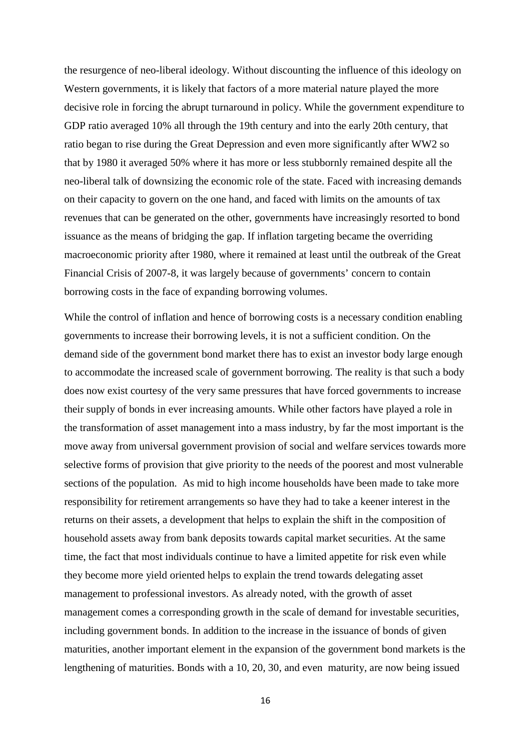the resurgence of neo-liberal ideology. Without discounting the influence of this ideology on Western governments, it is likely that factors of a more material nature played the more decisive role in forcing the abrupt turnaround in policy. While the government expenditure to GDP ratio averaged 10% all through the 19th century and into the early 20th century, that ratio began to rise during the Great Depression and even more significantly after WW2 so that by 1980 it averaged 50% where it has more or less stubbornly remained despite all the neo-liberal talk of downsizing the economic role of the state. Faced with increasing demands on their capacity to govern on the one hand, and faced with limits on the amounts of tax revenues that can be generated on the other, governments have increasingly resorted to bond issuance as the means of bridging the gap. If inflation targeting became the overriding macroeconomic priority after 1980, where it remained at least until the outbreak of the Great Financial Crisis of 2007-8, it was largely because of governments' concern to contain borrowing costs in the face of expanding borrowing volumes.

While the control of inflation and hence of borrowing costs is a necessary condition enabling governments to increase their borrowing levels, it is not a sufficient condition. On the demand side of the government bond market there has to exist an investor body large enough to accommodate the increased scale of government borrowing. The reality is that such a body does now exist courtesy of the very same pressures that have forced governments to increase their supply of bonds in ever increasing amounts. While other factors have played a role in the transformation of asset management into a mass industry, by far the most important is the move away from universal government provision of social and welfare services towards more selective forms of provision that give priority to the needs of the poorest and most vulnerable sections of the population. As mid to high income households have been made to take more responsibility for retirement arrangements so have they had to take a keener interest in the returns on their assets, a development that helps to explain the shift in the composition of household assets away from bank deposits towards capital market securities. At the same time, the fact that most individuals continue to have a limited appetite for risk even while they become more yield oriented helps to explain the trend towards delegating asset management to professional investors. As already noted, with the growth of asset management comes a corresponding growth in the scale of demand for investable securities, including government bonds. In addition to the increase in the issuance of bonds of given maturities, another important element in the expansion of the government bond markets is the lengthening of maturities. Bonds with a 10, 20, 30, and even  maturity, are now being issued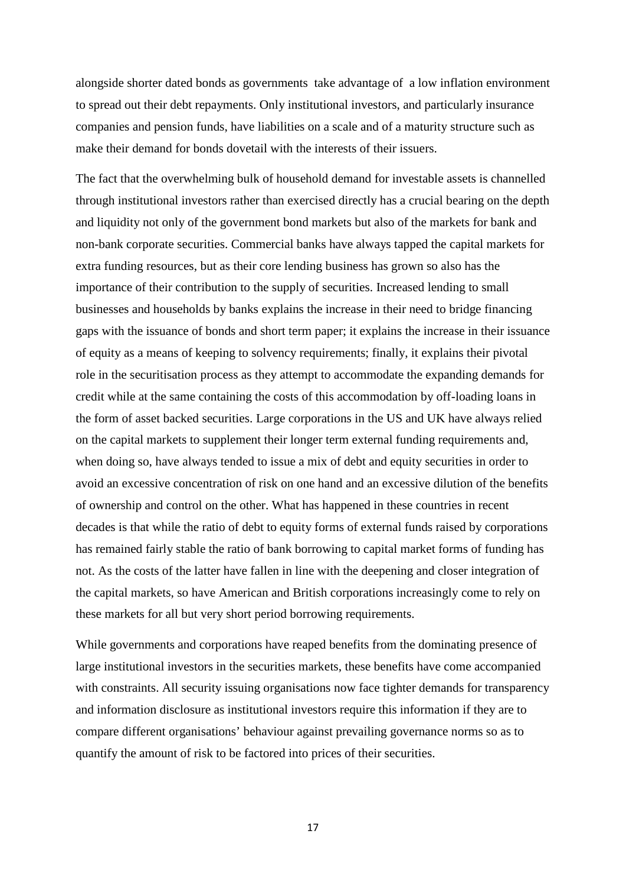alongside shorter dated bonds as governments take advantage of a low inflation environment to spread out their debt repayments. Only institutional investors, and particularly insurance companies and pension funds, have liabilities on a scale and of a maturity structure such as make their demand for bonds dovetail with the interests of their issuers.

The fact that the overwhelming bulk of household demand for investable assets is channelled through institutional investors rather than exercised directly has a crucial bearing on the depth and liquidity not only of the government bond markets but also of the markets for bank and non-bank corporate securities. Commercial banks have always tapped the capital markets for extra funding resources, but as their core lending business has grown so also has the importance of their contribution to the supply of securities. Increased lending to small businesses and households by banks explains the increase in their need to bridge financing gaps with the issuance of bonds and short term paper; it explains the increase in their issuance of equity as a means of keeping to solvency requirements; finally, it explains their pivotal role in the securitisation process as they attempt to accommodate the expanding demands for credit while at the same containing the costs of this accommodation by off-loading loans in the form of asset backed securities. Large corporations in the US and UK have always relied on the capital markets to supplement their longer term external funding requirements and, when doing so, have always tended to issue a mix of debt and equity securities in order to avoid an excessive concentration of risk on one hand and an excessive dilution of the benefits of ownership and control on the other. What has happened in these countries in recent decades is that while the ratio of debt to equity forms of external funds raised by corporations has remained fairly stable the ratio of bank borrowing to capital market forms of funding has not. As the costs of the latter have fallen in line with the deepening and closer integration of the capital markets, so have American and British corporations increasingly come to rely on these markets for all but very short period borrowing requirements.

While governments and corporations have reaped benefits from the dominating presence of large institutional investors in the securities markets, these benefits have come accompanied with constraints. All security issuing organisations now face tighter demands for transparency and information disclosure as institutional investors require this information if they are to compare different organisations' behaviour against prevailing governance norms so as to quantify the amount of risk to be factored into prices of their securities.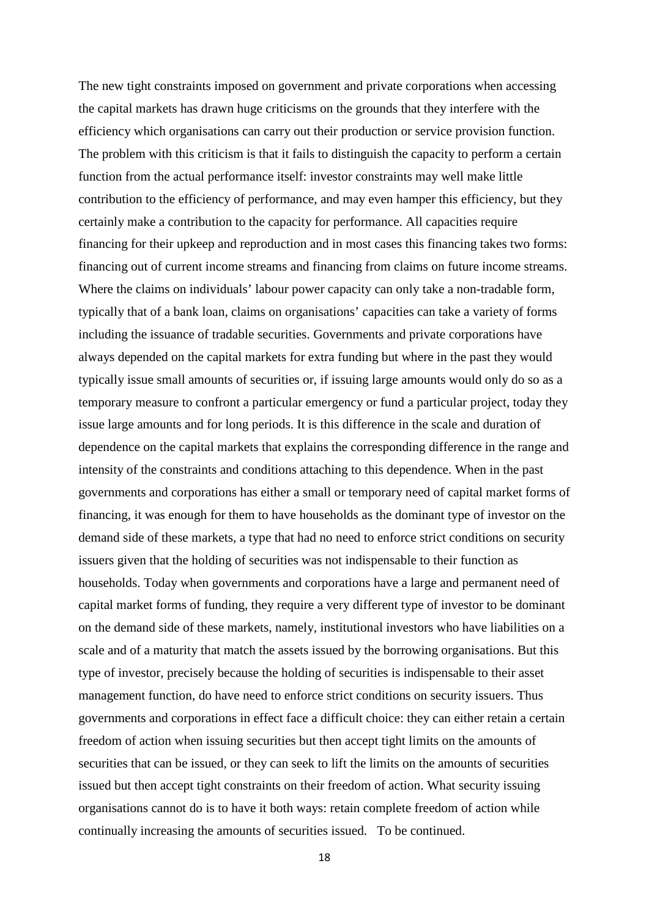The new tight constraints imposed on government and private corporations when accessing the capital markets has drawn huge criticisms on the grounds that they interfere with the efficiency which organisations can carry out their production or service provision function. The problem with this criticism is that it fails to distinguish the capacity to perform a certain function from the actual performance itself: investor constraints may well make little contribution to the efficiency of performance, and may even hamper this efficiency, but they certainly make a contribution to the capacity for performance. All capacities require financing for their upkeep and reproduction and in most cases this financing takes two forms: financing out of current income streams and financing from claims on future income streams. Where the claims on individuals' labour power capacity can only take a non-tradable form, typically that of a bank loan, claims on organisations' capacities can take a variety of forms including the issuance of tradable securities. Governments and private corporations have always depended on the capital markets for extra funding but where in the past they would typically issue small amounts of securities or, if issuing large amounts would only do so as a temporary measure to confront a particular emergency or fund a particular project, today they issue large amounts and for long periods. It is this difference in the scale and duration of dependence on the capital markets that explains the corresponding difference in the range and intensity of the constraints and conditions attaching to this dependence. When in the past governments and corporations has either a small or temporary need of capital market forms of financing, it was enough for them to have households as the dominant type of investor on the demand side of these markets, a type that had no need to enforce strict conditions on security issuers given that the holding of securities was not indispensable to their function as households. Today when governments and corporations have a large and permanent need of capital market forms of funding, they require a very different type of investor to be dominant on the demand side of these markets, namely, institutional investors who have liabilities on a scale and of a maturity that match the assets issued by the borrowing organisations. But this type of investor, precisely because the holding of securities is indispensable to their asset management function, do have need to enforce strict conditions on security issuers. Thus governments and corporations in effect face a difficult choice: they can either retain a certain freedom of action when issuing securities but then accept tight limits on the amounts of securities that can be issued, or they can seek to lift the limits on the amounts of securities issued but then accept tight constraints on their freedom of action. What security issuing organisations cannot do is to have it both ways: retain complete freedom of action while continually increasing the amounts of securities issued. To be continued.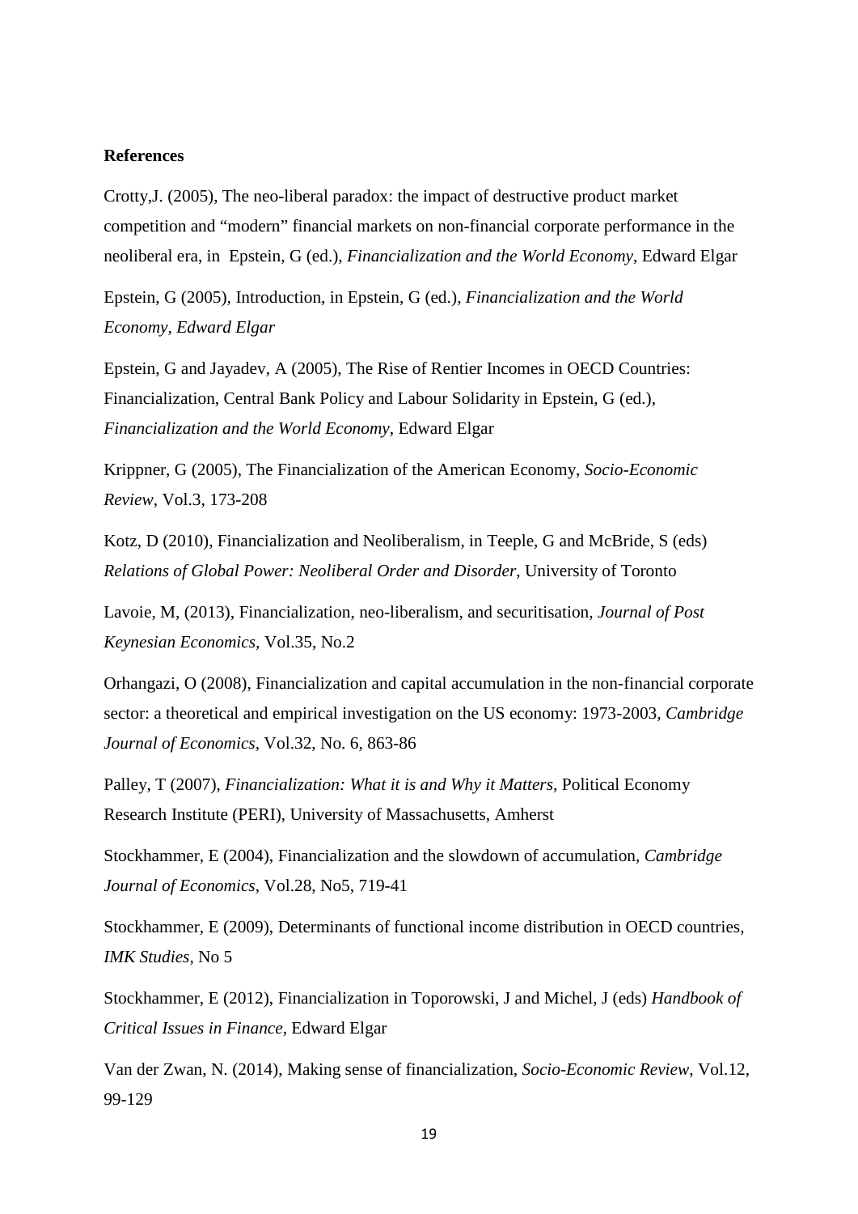**References**

Crotty,J. (2005), The neo-liberal paradox: the impact of destructive product market competition and "modern" financial markets on non-financial corporate performance in the neoliberal era, in Epstein, G (ed.), *Financialization and the World Economy*, Edward Elgar

Epstein, G (2005), Introduction, in Epstein, G (ed.), *Financialization and the World Economy*, *Edward Elgar*

Epstein, G and Jayadev, A (2005), The Rise of Rentier Incomes in OECD Countries: Financialization, Central Bank Policy and Labour Solidarity in Epstein, G (ed.), *Financialization and the World Economy*, Edward Elgar

Krippner, G (2005), The Financialization of the American Economy, *Socio-Economic Review*, Vol.3, 173-208

Kotz, D (2010), Financialization and Neoliberalism, in Teeple, G and McBride, S (eds) *Relations of Global Power: Neoliberal Order and Disorder*, University of Toronto

Lavoie, M, (2013), Financialization, neo-liberalism, and securitisation, *Journal of Post Keynesian Economics*, Vol.35, No.2

Orhangazi, O (2008), Financialization and capital accumulation in the non-financial corporate sector: a theoretical and empirical investigation on the US economy: 1973-2003, *Cambridge Journal of Economics*, Vol.32, No. 6, 863-86

Palley, T (2007), *Financialization: What it is and Why it Matters*, Political Economy Research Institute (PERI), University of Massachusetts, Amherst

Stockhammer, E (2004), Financialization and the slowdown of accumulation, *Cambridge Journal of Economics*, Vol.28, No5, 719-41

Stockhammer, E (2009), Determinants of functional income distribution in OECD countries, *IMK Studies*, No 5

Stockhammer, E (2012), Financialization in Toporowski, J and Michel, J (eds) *Handbook of Critical Issues in Finance*, Edward Elgar

Van der Zwan, N. (2014), Making sense of financialization, *Socio-Economic Review*, Vol.12, 99-129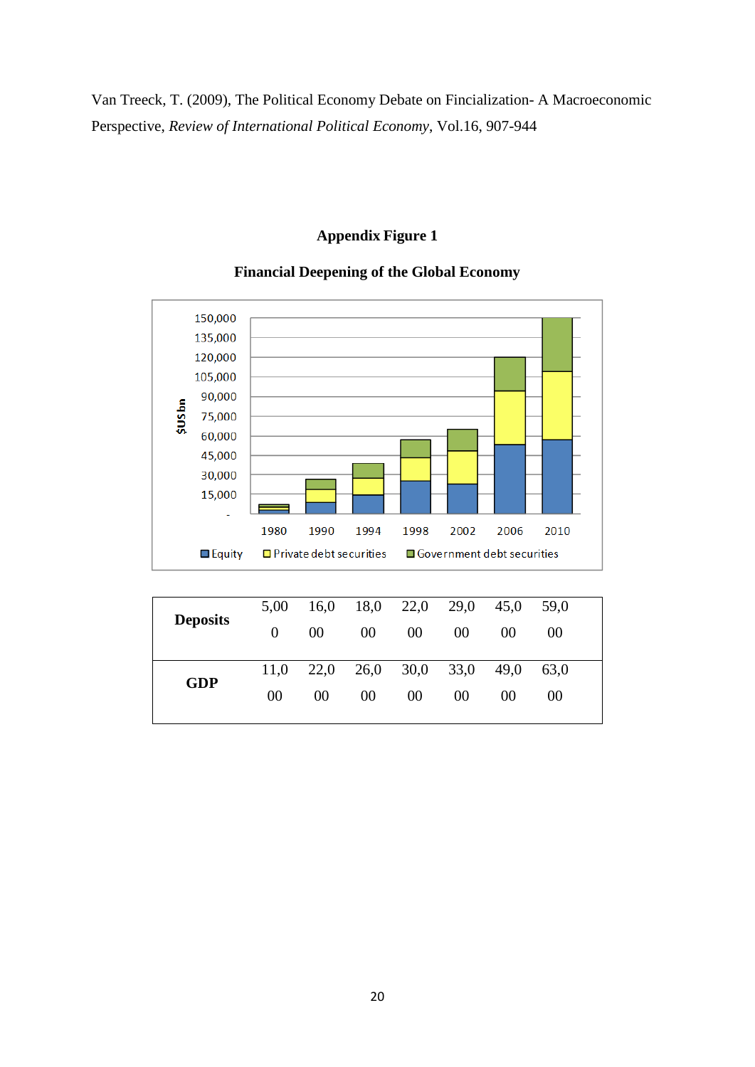Van Treeck, T. (2009), The Political Economy Debate on Fincialization- A Macroeconomic Perspective, *Review of International Political Economy*, Vol.16, 907-944

**Appendix Figure 1**

**Financial Deepening of the Global Economy**

$US bn

150,000
135,000
120,000
105,000
90,000
75,000
60,000
45,000
30,000
15,000
-

1980 1990 1994 1998 2002 2006 2010

Equity
Private debt securities
Government debt securities

| | | | | | | | |
|---|---|---|---|---|---|---|---|
| **Deposits** | 5,000 | 16,000 | 18,000 | 22,000 | 29,000 | 45,000 | 59,000 |
| **GDP** | 11,000 | 22,000 | 26,000 | 30,000 | 33,000 | 49,000 | 63,000 |